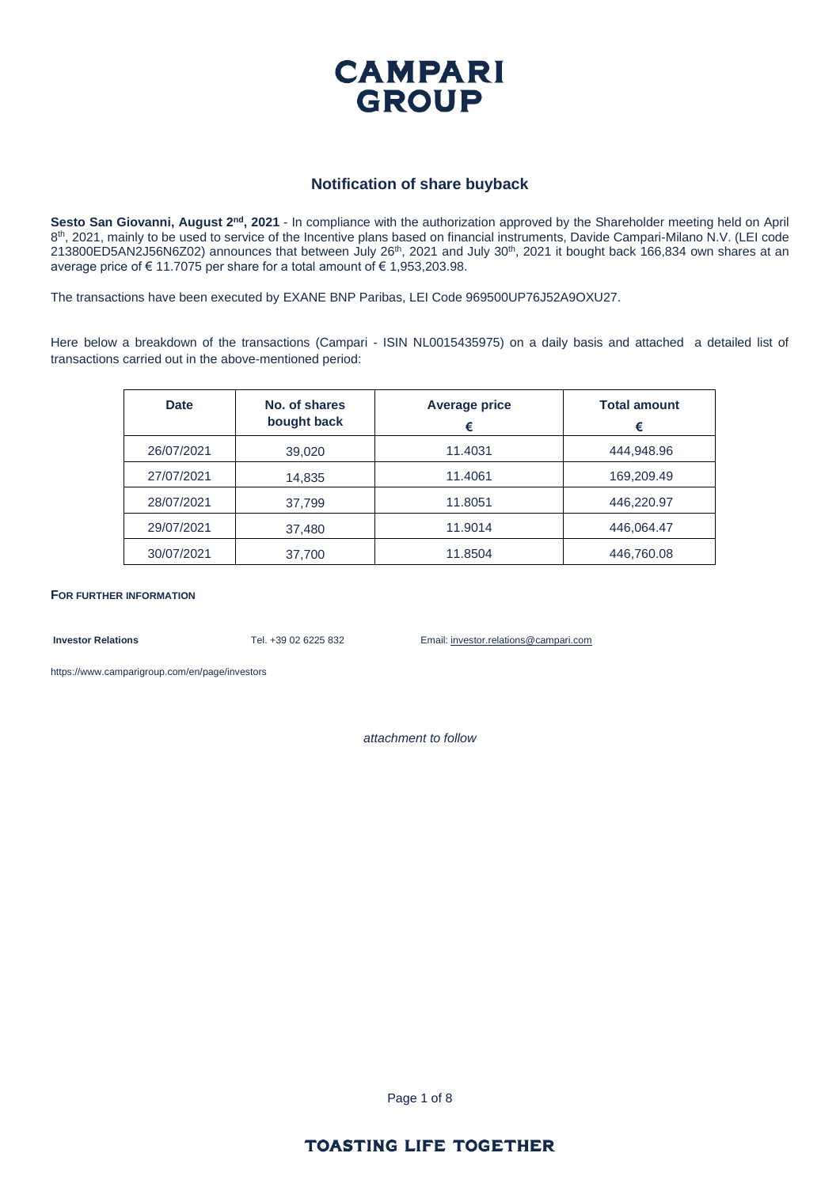# CAMPARI GROUP

## Notification of share buyback

**Sesto San Giovanni, August 2nd, 2021** - In compliance with the authorization approved by the Shareholder meeting held on April 8th, 2021, mainly to be used to service of the Incentive plans based on financial instruments, Davide Campari-Milano N.V. (LEI code 213800ED5AN2J56N6Z02) announces that between July 26th, 2021 and July 30th, 2021 it bought back 166,834 own shares at an average price of € 11.7075 per share for a total amount of € 1,953,203.98.

The transactions have been executed by EXANE BNP Paribas, LEI Code 969500UP76J52A9OXU27.

Here below a breakdown of the transactions (Campari - ISIN NL0015435975) on a daily basis and attached a detailed list of transactions carried out in the above-mentioned period:

| Date | No. of shares bought back | Average price € | Total amount € |
|---|---|---|---|
| 26/07/2021 | 39,020 | 11.4031 | 444,948.96 |
| 27/07/2021 | 14,835 | 11.4061 | 169,209.49 |
| 28/07/2021 | 37,799 | 11.8051 | 446,220.97 |
| 29/07/2021 | 37,480 | 11.9014 | 446,064.47 |
| 30/07/2021 | 37,700 | 11.8504 | 446,760.08 |

**FOR FURTHER INFORMATION**

**Investor Relations** Tel. +39 02 6225 832 Email: investor.relations@campari.com

https://www.camparigroup.com/en/page/investors

*attachment to follow*

**TOASTING LIFE TOGETHER**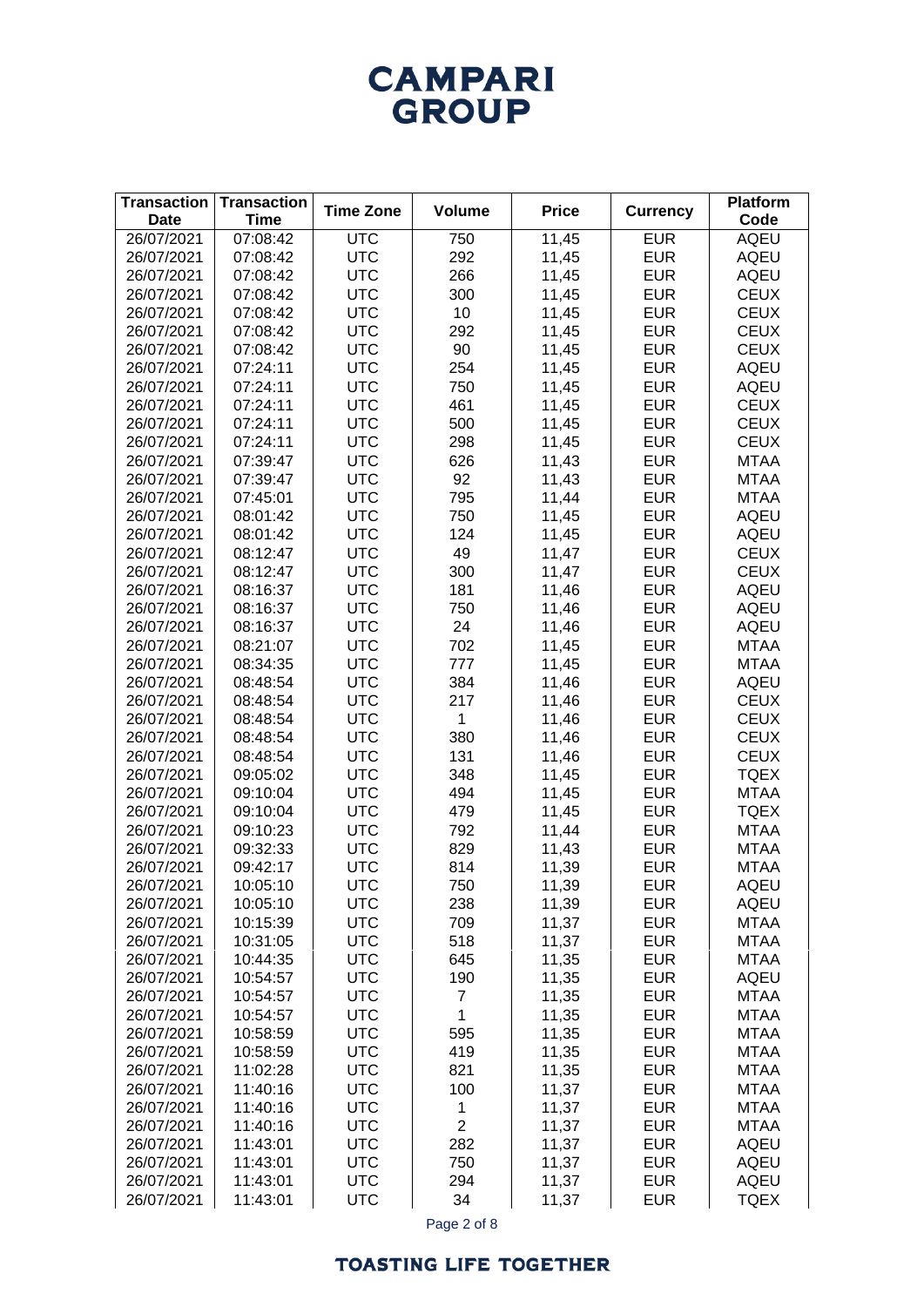| Transaction Date | Transaction Time | Time Zone | Volume | Price | Currency | Platform Code |
|---|---|---|---|---|---|---|
| 26/07/2021 | 07:08:42 | UTC | 750 | 11,45 | EUR | AQEU |
| 26/07/2021 | 07:08:42 | UTC | 292 | 11,45 | EUR | AQEU |
| 26/07/2021 | 07:08:42 | UTC | 266 | 11,45 | EUR | AQEU |
| 26/07/2021 | 07:08:42 | UTC | 300 | 11,45 | EUR | CEUX |
| 26/07/2021 | 07:08:42 | UTC | 10 | 11,45 | EUR | CEUX |
| 26/07/2021 | 07:08:42 | UTC | 292 | 11,45 | EUR | CEUX |
| 26/07/2021 | 07:08:42 | UTC | 90 | 11,45 | EUR | CEUX |
| 26/07/2021 | 07:24:11 | UTC | 254 | 11,45 | EUR | AQEU |
| 26/07/2021 | 07:24:11 | UTC | 750 | 11,45 | EUR | AQEU |
| 26/07/2021 | 07:24:11 | UTC | 461 | 11,45 | EUR | CEUX |
| 26/07/2021 | 07:24:11 | UTC | 500 | 11,45 | EUR | CEUX |
| 26/07/2021 | 07:24:11 | UTC | 298 | 11,45 | EUR | CEUX |
| 26/07/2021 | 07:39:47 | UTC | 626 | 11,43 | EUR | MTAA |
| 26/07/2021 | 07:39:47 | UTC | 92 | 11,43 | EUR | MTAA |
| 26/07/2021 | 07:45:01 | UTC | 795 | 11,44 | EUR | MTAA |
| 26/07/2021 | 08:01:42 | UTC | 750 | 11,45 | EUR | AQEU |
| 26/07/2021 | 08:01:42 | UTC | 124 | 11,45 | EUR | AQEU |
| 26/07/2021 | 08:12:47 | UTC | 49 | 11,47 | EUR | CEUX |
| 26/07/2021 | 08:12:47 | UTC | 300 | 11,47 | EUR | CEUX |
| 26/07/2021 | 08:16:37 | UTC | 181 | 11,46 | EUR | AQEU |
| 26/07/2021 | 08:16:37 | UTC | 750 | 11,46 | EUR | AQEU |
| 26/07/2021 | 08:16:37 | UTC | 24 | 11,46 | EUR | AQEU |
| 26/07/2021 | 08:21:07 | UTC | 702 | 11,45 | EUR | MTAA |
| 26/07/2021 | 08:34:35 | UTC | 777 | 11,45 | EUR | MTAA |
| 26/07/2021 | 08:48:54 | UTC | 384 | 11,46 | EUR | AQEU |
| 26/07/2021 | 08:48:54 | UTC | 217 | 11,46 | EUR | CEUX |
| 26/07/2021 | 08:48:54 | UTC | 1 | 11,46 | EUR | CEUX |
| 26/07/2021 | 08:48:54 | UTC | 380 | 11,46 | EUR | CEUX |
| 26/07/2021 | 08:48:54 | UTC | 131 | 11,46 | EUR | CEUX |
| 26/07/2021 | 09:05:02 | UTC | 348 | 11,45 | EUR | TQEX |
| 26/07/2021 | 09:10:04 | UTC | 494 | 11,45 | EUR | MTAA |
| 26/07/2021 | 09:10:04 | UTC | 479 | 11,45 | EUR | TQEX |
| 26/07/2021 | 09:10:23 | UTC | 792 | 11,44 | EUR | MTAA |
| 26/07/2021 | 09:32:33 | UTC | 829 | 11,43 | EUR | MTAA |
| 26/07/2021 | 09:42:17 | UTC | 814 | 11,39 | EUR | MTAA |
| 26/07/2021 | 10:05:10 | UTC | 750 | 11,39 | EUR | AQEU |
| 26/07/2021 | 10:05:10 | UTC | 238 | 11,39 | EUR | AQEU |
| 26/07/2021 | 10:15:39 | UTC | 709 | 11,37 | EUR | MTAA |
| 26/07/2021 | 10:31:05 | UTC | 518 | 11,37 | EUR | MTAA |
| 26/07/2021 | 10:44:35 | UTC | 645 | 11,35 | EUR | MTAA |
| 26/07/2021 | 10:54:57 | UTC | 190 | 11,35 | EUR | AQEU |
| 26/07/2021 | 10:54:57 | UTC | 7 | 11,35 | EUR | MTAA |
| 26/07/2021 | 10:54:57 | UTC | 1 | 11,35 | EUR | MTAA |
| 26/07/2021 | 10:58:59 | UTC | 595 | 11,35 | EUR | MTAA |
| 26/07/2021 | 10:58:59 | UTC | 419 | 11,35 | EUR | MTAA |
| 26/07/2021 | 11:02:28 | UTC | 821 | 11,35 | EUR | MTAA |
| 26/07/2021 | 11:40:16 | UTC | 100 | 11,37 | EUR | MTAA |
| 26/07/2021 | 11:40:16 | UTC | 1 | 11,37 | EUR | MTAA |
| 26/07/2021 | 11:40:16 | UTC | 2 | 11,37 | EUR | MTAA |
| 26/07/2021 | 11:43:01 | UTC | 282 | 11,37 | EUR | AQEU |
| 26/07/2021 | 11:43:01 | UTC | 750 | 11,37 | EUR | AQEU |
| 26/07/2021 | 11:43:01 | UTC | 294 | 11,37 | EUR | AQEU |
| 26/07/2021 | 11:43:01 | UTC | 34 | 11,37 | EUR | TQEX |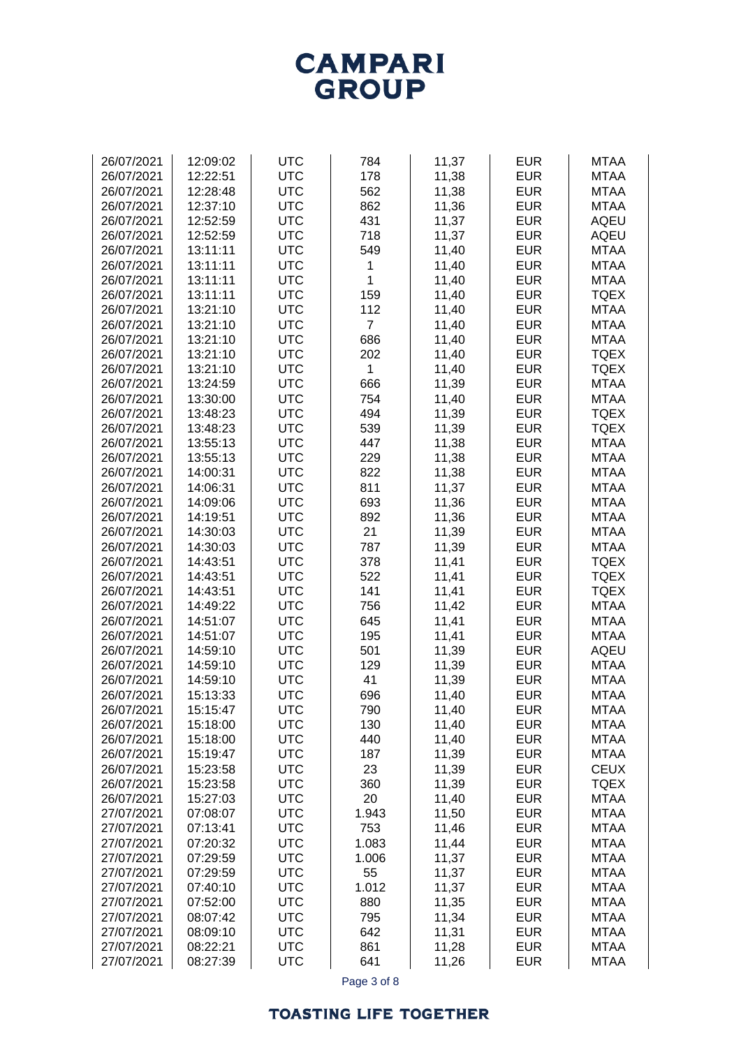| 26/07/2021 | 12:09:02 | UTC | 784 | 11,37 | EUR | MTAA |
|---|---|---|---|---|---|---|
| 26/07/2021 | 12:22:51 | UTC | 178 | 11,38 | EUR | MTAA |
| 26/07/2021 | 12:28:48 | UTC | 562 | 11,38 | EUR | MTAA |
| 26/07/2021 | 12:37:10 | UTC | 862 | 11,36 | EUR | MTAA |
| 26/07/2021 | 12:52:59 | UTC | 431 | 11,37 | EUR | AQEU |
| 26/07/2021 | 12:52:59 | UTC | 718 | 11,37 | EUR | AQEU |
| 26/07/2021 | 13:11:11 | UTC | 549 | 11,40 | EUR | MTAA |
| 26/07/2021 | 13:11:11 | UTC | 1 | 11,40 | EUR | MTAA |
| 26/07/2021 | 13:11:11 | UTC | 1 | 11,40 | EUR | MTAA |
| 26/07/2021 | 13:11:11 | UTC | 159 | 11,40 | EUR | TQEX |
| 26/07/2021 | 13:21:10 | UTC | 112 | 11,40 | EUR | MTAA |
| 26/07/2021 | 13:21:10 | UTC | 7 | 11,40 | EUR | MTAA |
| 26/07/2021 | 13:21:10 | UTC | 686 | 11,40 | EUR | MTAA |
| 26/07/2021 | 13:21:10 | UTC | 202 | 11,40 | EUR | TQEX |
| 26/07/2021 | 13:21:10 | UTC | 1 | 11,40 | EUR | TQEX |
| 26/07/2021 | 13:24:59 | UTC | 666 | 11,39 | EUR | MTAA |
| 26/07/2021 | 13:30:00 | UTC | 754 | 11,40 | EUR | MTAA |
| 26/07/2021 | 13:48:23 | UTC | 494 | 11,39 | EUR | TQEX |
| 26/07/2021 | 13:48:23 | UTC | 539 | 11,39 | EUR | TQEX |
| 26/07/2021 | 13:55:13 | UTC | 447 | 11,38 | EUR | MTAA |
| 26/07/2021 | 13:55:13 | UTC | 229 | 11,38 | EUR | MTAA |
| 26/07/2021 | 14:00:31 | UTC | 822 | 11,38 | EUR | MTAA |
| 26/07/2021 | 14:06:31 | UTC | 811 | 11,37 | EUR | MTAA |
| 26/07/2021 | 14:09:06 | UTC | 693 | 11,36 | EUR | MTAA |
| 26/07/2021 | 14:19:51 | UTC | 892 | 11,36 | EUR | MTAA |
| 26/07/2021 | 14:30:03 | UTC | 21 | 11,39 | EUR | MTAA |
| 26/07/2021 | 14:30:03 | UTC | 787 | 11,39 | EUR | MTAA |
| 26/07/2021 | 14:43:51 | UTC | 378 | 11,41 | EUR | TQEX |
| 26/07/2021 | 14:43:51 | UTC | 522 | 11,41 | EUR | TQEX |
| 26/07/2021 | 14:43:51 | UTC | 141 | 11,41 | EUR | TQEX |
| 26/07/2021 | 14:49:22 | UTC | 756 | 11,42 | EUR | MTAA |
| 26/07/2021 | 14:51:07 | UTC | 645 | 11,41 | EUR | MTAA |
| 26/07/2021 | 14:51:07 | UTC | 195 | 11,41 | EUR | MTAA |
| 26/07/2021 | 14:59:10 | UTC | 501 | 11,39 | EUR | AQEU |
| 26/07/2021 | 14:59:10 | UTC | 129 | 11,39 | EUR | MTAA |
| 26/07/2021 | 14:59:10 | UTC | 41 | 11,39 | EUR | MTAA |
| 26/07/2021 | 15:13:33 | UTC | 696 | 11,40 | EUR | MTAA |
| 26/07/2021 | 15:15:47 | UTC | 790 | 11,40 | EUR | MTAA |
| 26/07/2021 | 15:18:00 | UTC | 130 | 11,40 | EUR | MTAA |
| 26/07/2021 | 15:18:00 | UTC | 440 | 11,40 | EUR | MTAA |
| 26/07/2021 | 15:19:47 | UTC | 187 | 11,39 | EUR | MTAA |
| 26/07/2021 | 15:23:58 | UTC | 23 | 11,39 | EUR | CEUX |
| 26/07/2021 | 15:23:58 | UTC | 360 | 11,39 | EUR | TQEX |
| 26/07/2021 | 15:27:03 | UTC | 20 | 11,40 | EUR | MTAA |
| 27/07/2021 | 07:08:07 | UTC | 1.943 | 11,50 | EUR | MTAA |
| 27/07/2021 | 07:13:41 | UTC | 753 | 11,46 | EUR | MTAA |
| 27/07/2021 | 07:20:32 | UTC | 1.083 | 11,44 | EUR | MTAA |
| 27/07/2021 | 07:29:59 | UTC | 1.006 | 11,37 | EUR | MTAA |
| 27/07/2021 | 07:29:59 | UTC | 55 | 11,37 | EUR | MTAA |
| 27/07/2021 | 07:40:10 | UTC | 1.012 | 11,37 | EUR | MTAA |
| 27/07/2021 | 07:52:00 | UTC | 880 | 11,35 | EUR | MTAA |
| 27/07/2021 | 08:07:42 | UTC | 795 | 11,34 | EUR | MTAA |
| 27/07/2021 | 08:09:10 | UTC | 642 | 11,31 | EUR | MTAA |
| 27/07/2021 | 08:22:21 | UTC | 861 | 11,28 | EUR | MTAA |
| 27/07/2021 | 08:27:39 | UTC | 641 | 11,26 | EUR | MTAA |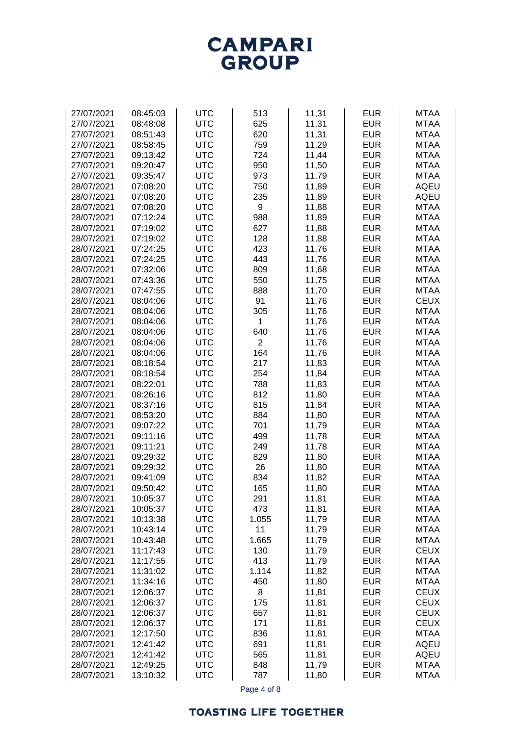| | | | | | | |
|---|---|---|---|---|---|---|
| 27/07/2021 | 08:45:03 | UTC | 513 | 11,31 | EUR | MTAA |
| 27/07/2021 | 08:48:08 | UTC | 625 | 11,31 | EUR | MTAA |
| 27/07/2021 | 08:51:43 | UTC | 620 | 11,31 | EUR | MTAA |
| 27/07/2021 | 08:58:45 | UTC | 759 | 11,29 | EUR | MTAA |
| 27/07/2021 | 09:13:42 | UTC | 724 | 11,44 | EUR | MTAA |
| 27/07/2021 | 09:20:47 | UTC | 950 | 11,50 | EUR | MTAA |
| 27/07/2021 | 09:35:47 | UTC | 973 | 11,79 | EUR | MTAA |
| 28/07/2021 | 07:08:20 | UTC | 750 | 11,89 | EUR | AQEU |
| 28/07/2021 | 07:08:20 | UTC | 235 | 11,89 | EUR | AQEU |
| 28/07/2021 | 07:08:20 | UTC | 9 | 11,88 | EUR | MTAA |
| 28/07/2021 | 07:12:24 | UTC | 988 | 11,89 | EUR | MTAA |
| 28/07/2021 | 07:19:02 | UTC | 627 | 11,88 | EUR | MTAA |
| 28/07/2021 | 07:19:02 | UTC | 128 | 11,88 | EUR | MTAA |
| 28/07/2021 | 07:24:25 | UTC | 423 | 11,76 | EUR | MTAA |
| 28/07/2021 | 07:24:25 | UTC | 443 | 11,76 | EUR | MTAA |
| 28/07/2021 | 07:32:06 | UTC | 809 | 11,68 | EUR | MTAA |
| 28/07/2021 | 07:43:36 | UTC | 550 | 11,75 | EUR | MTAA |
| 28/07/2021 | 07:47:55 | UTC | 888 | 11,70 | EUR | MTAA |
| 28/07/2021 | 08:04:06 | UTC | 91 | 11,76 | EUR | CEUX |
| 28/07/2021 | 08:04:06 | UTC | 305 | 11,76 | EUR | MTAA |
| 28/07/2021 | 08:04:06 | UTC | 1 | 11,76 | EUR | MTAA |
| 28/07/2021 | 08:04:06 | UTC | 640 | 11,76 | EUR | MTAA |
| 28/07/2021 | 08:04:06 | UTC | 2 | 11,76 | EUR | MTAA |
| 28/07/2021 | 08:04:06 | UTC | 164 | 11,76 | EUR | MTAA |
| 28/07/2021 | 08:18:54 | UTC | 217 | 11,83 | EUR | MTAA |
| 28/07/2021 | 08:18:54 | UTC | 254 | 11,84 | EUR | MTAA |
| 28/07/2021 | 08:22:01 | UTC | 788 | 11,83 | EUR | MTAA |
| 28/07/2021 | 08:26:16 | UTC | 812 | 11,80 | EUR | MTAA |
| 28/07/2021 | 08:37:16 | UTC | 815 | 11,84 | EUR | MTAA |
| 28/07/2021 | 08:53:20 | UTC | 884 | 11,80 | EUR | MTAA |
| 28/07/2021 | 09:07:22 | UTC | 701 | 11,79 | EUR | MTAA |
| 28/07/2021 | 09:11:16 | UTC | 499 | 11,78 | EUR | MTAA |
| 28/07/2021 | 09:11:21 | UTC | 249 | 11,78 | EUR | MTAA |
| 28/07/2021 | 09:29:32 | UTC | 829 | 11,80 | EUR | MTAA |
| 28/07/2021 | 09:29:32 | UTC | 26 | 11,80 | EUR | MTAA |
| 28/07/2021 | 09:41:09 | UTC | 834 | 11,82 | EUR | MTAA |
| 28/07/2021 | 09:50:42 | UTC | 165 | 11,80 | EUR | MTAA |
| 28/07/2021 | 10:05:37 | UTC | 291 | 11,81 | EUR | MTAA |
| 28/07/2021 | 10:05:37 | UTC | 473 | 11,81 | EUR | MTAA |
| 28/07/2021 | 10:13:38 | UTC | 1.055 | 11,79 | EUR | MTAA |
| 28/07/2021 | 10:43:14 | UTC | 11 | 11,79 | EUR | MTAA |
| 28/07/2021 | 10:43:48 | UTC | 1.665 | 11,79 | EUR | MTAA |
| 28/07/2021 | 11:17:43 | UTC | 130 | 11,79 | EUR | CEUX |
| 28/07/2021 | 11:17:55 | UTC | 413 | 11,79 | EUR | MTAA |
| 28/07/2021 | 11:31:02 | UTC | 1.114 | 11,82 | EUR | MTAA |
| 28/07/2021 | 11:34:16 | UTC | 450 | 11,80 | EUR | MTAA |
| 28/07/2021 | 12:06:37 | UTC | 8 | 11,81 | EUR | CEUX |
| 28/07/2021 | 12:06:37 | UTC | 175 | 11,81 | EUR | CEUX |
| 28/07/2021 | 12:06:37 | UTC | 657 | 11,81 | EUR | CEUX |
| 28/07/2021 | 12:06:37 | UTC | 171 | 11,81 | EUR | CEUX |
| 28/07/2021 | 12:17:50 | UTC | 836 | 11,81 | EUR | MTAA |
| 28/07/2021 | 12:41:42 | UTC | 691 | 11,81 | EUR | AQEU |
| 28/07/2021 | 12:41:42 | UTC | 565 | 11,81 | EUR | AQEU |
| 28/07/2021 | 12:49:25 | UTC | 848 | 11,79 | EUR | MTAA |
| 28/07/2021 | 13:10:32 | UTC | 787 | 11,80 | EUR | MTAA |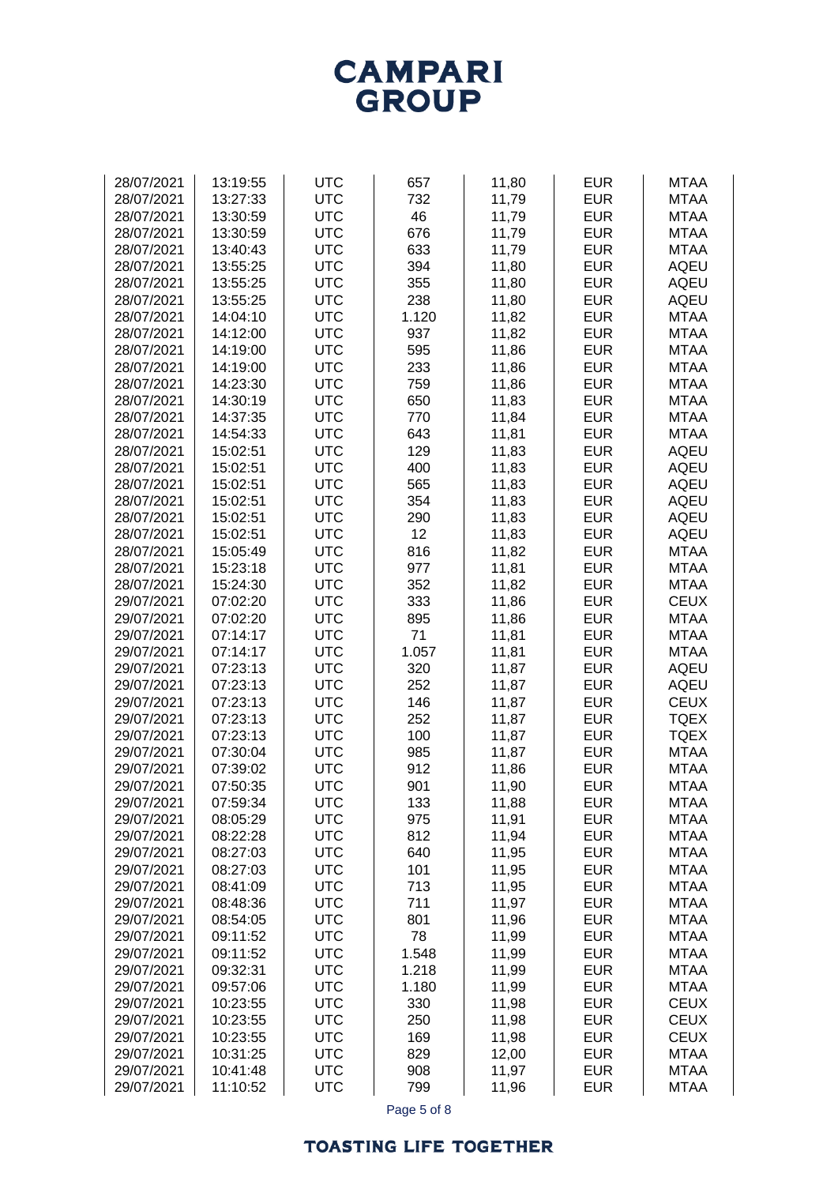| | | | | | | |
|---|---|---|---|---|---|---|
| 28/07/2021 | 13:19:55 | UTC | 657 | 11,80 | EUR | MTAA |
| 28/07/2021 | 13:27:33 | UTC | 732 | 11,79 | EUR | MTAA |
| 28/07/2021 | 13:30:59 | UTC | 46 | 11,79 | EUR | MTAA |
| 28/07/2021 | 13:30:59 | UTC | 676 | 11,79 | EUR | MTAA |
| 28/07/2021 | 13:40:43 | UTC | 633 | 11,79 | EUR | MTAA |
| 28/07/2021 | 13:55:25 | UTC | 394 | 11,80 | EUR | AQEU |
| 28/07/2021 | 13:55:25 | UTC | 355 | 11,80 | EUR | AQEU |
| 28/07/2021 | 13:55:25 | UTC | 238 | 11,80 | EUR | AQEU |
| 28/07/2021 | 14:04:10 | UTC | 1.120 | 11,82 | EUR | MTAA |
| 28/07/2021 | 14:12:00 | UTC | 937 | 11,82 | EUR | MTAA |
| 28/07/2021 | 14:19:00 | UTC | 595 | 11,86 | EUR | MTAA |
| 28/07/2021 | 14:19:00 | UTC | 233 | 11,86 | EUR | MTAA |
| 28/07/2021 | 14:23:30 | UTC | 759 | 11,86 | EUR | MTAA |
| 28/07/2021 | 14:30:19 | UTC | 650 | 11,83 | EUR | MTAA |
| 28/07/2021 | 14:37:35 | UTC | 770 | 11,84 | EUR | MTAA |
| 28/07/2021 | 14:54:33 | UTC | 643 | 11,81 | EUR | MTAA |
| 28/07/2021 | 15:02:51 | UTC | 129 | 11,83 | EUR | AQEU |
| 28/07/2021 | 15:02:51 | UTC | 400 | 11,83 | EUR | AQEU |
| 28/07/2021 | 15:02:51 | UTC | 565 | 11,83 | EUR | AQEU |
| 28/07/2021 | 15:02:51 | UTC | 354 | 11,83 | EUR | AQEU |
| 28/07/2021 | 15:02:51 | UTC | 290 | 11,83 | EUR | AQEU |
| 28/07/2021 | 15:02:51 | UTC | 12 | 11,83 | EUR | AQEU |
| 28/07/2021 | 15:05:49 | UTC | 816 | 11,82 | EUR | MTAA |
| 28/07/2021 | 15:23:18 | UTC | 977 | 11,81 | EUR | MTAA |
| 28/07/2021 | 15:24:30 | UTC | 352 | 11,82 | EUR | MTAA |
| 29/07/2021 | 07:02:20 | UTC | 333 | 11,86 | EUR | CEUX |
| 29/07/2021 | 07:02:20 | UTC | 895 | 11,86 | EUR | MTAA |
| 29/07/2021 | 07:14:17 | UTC | 71 | 11,81 | EUR | MTAA |
| 29/07/2021 | 07:14:17 | UTC | 1.057 | 11,81 | EUR | MTAA |
| 29/07/2021 | 07:23:13 | UTC | 320 | 11,87 | EUR | AQEU |
| 29/07/2021 | 07:23:13 | UTC | 252 | 11,87 | EUR | AQEU |
| 29/07/2021 | 07:23:13 | UTC | 146 | 11,87 | EUR | CEUX |
| 29/07/2021 | 07:23:13 | UTC | 252 | 11,87 | EUR | TQEX |
| 29/07/2021 | 07:23:13 | UTC | 100 | 11,87 | EUR | TQEX |
| 29/07/2021 | 07:30:04 | UTC | 985 | 11,87 | EUR | MTAA |
| 29/07/2021 | 07:39:02 | UTC | 912 | 11,86 | EUR | MTAA |
| 29/07/2021 | 07:50:35 | UTC | 901 | 11,90 | EUR | MTAA |
| 29/07/2021 | 07:59:34 | UTC | 133 | 11,88 | EUR | MTAA |
| 29/07/2021 | 08:05:29 | UTC | 975 | 11,91 | EUR | MTAA |
| 29/07/2021 | 08:22:28 | UTC | 812 | 11,94 | EUR | MTAA |
| 29/07/2021 | 08:27:03 | UTC | 640 | 11,95 | EUR | MTAA |
| 29/07/2021 | 08:27:03 | UTC | 101 | 11,95 | EUR | MTAA |
| 29/07/2021 | 08:41:09 | UTC | 713 | 11,95 | EUR | MTAA |
| 29/07/2021 | 08:48:36 | UTC | 711 | 11,97 | EUR | MTAA |
| 29/07/2021 | 08:54:05 | UTC | 801 | 11,96 | EUR | MTAA |
| 29/07/2021 | 09:11:52 | UTC | 78 | 11,99 | EUR | MTAA |
| 29/07/2021 | 09:11:52 | UTC | 1.548 | 11,99 | EUR | MTAA |
| 29/07/2021 | 09:32:31 | UTC | 1.218 | 11,99 | EUR | MTAA |
| 29/07/2021 | 09:57:06 | UTC | 1.180 | 11,99 | EUR | MTAA |
| 29/07/2021 | 10:23:55 | UTC | 330 | 11,98 | EUR | CEUX |
| 29/07/2021 | 10:23:55 | UTC | 250 | 11,98 | EUR | CEUX |
| 29/07/2021 | 10:23:55 | UTC | 169 | 11,98 | EUR | CEUX |
| 29/07/2021 | 10:31:25 | UTC | 829 | 12,00 | EUR | MTAA |
| 29/07/2021 | 10:41:48 | UTC | 908 | 11,97 | EUR | MTAA |
| 29/07/2021 | 11:10:52 | UTC | 799 | 11,96 | EUR | MTAA |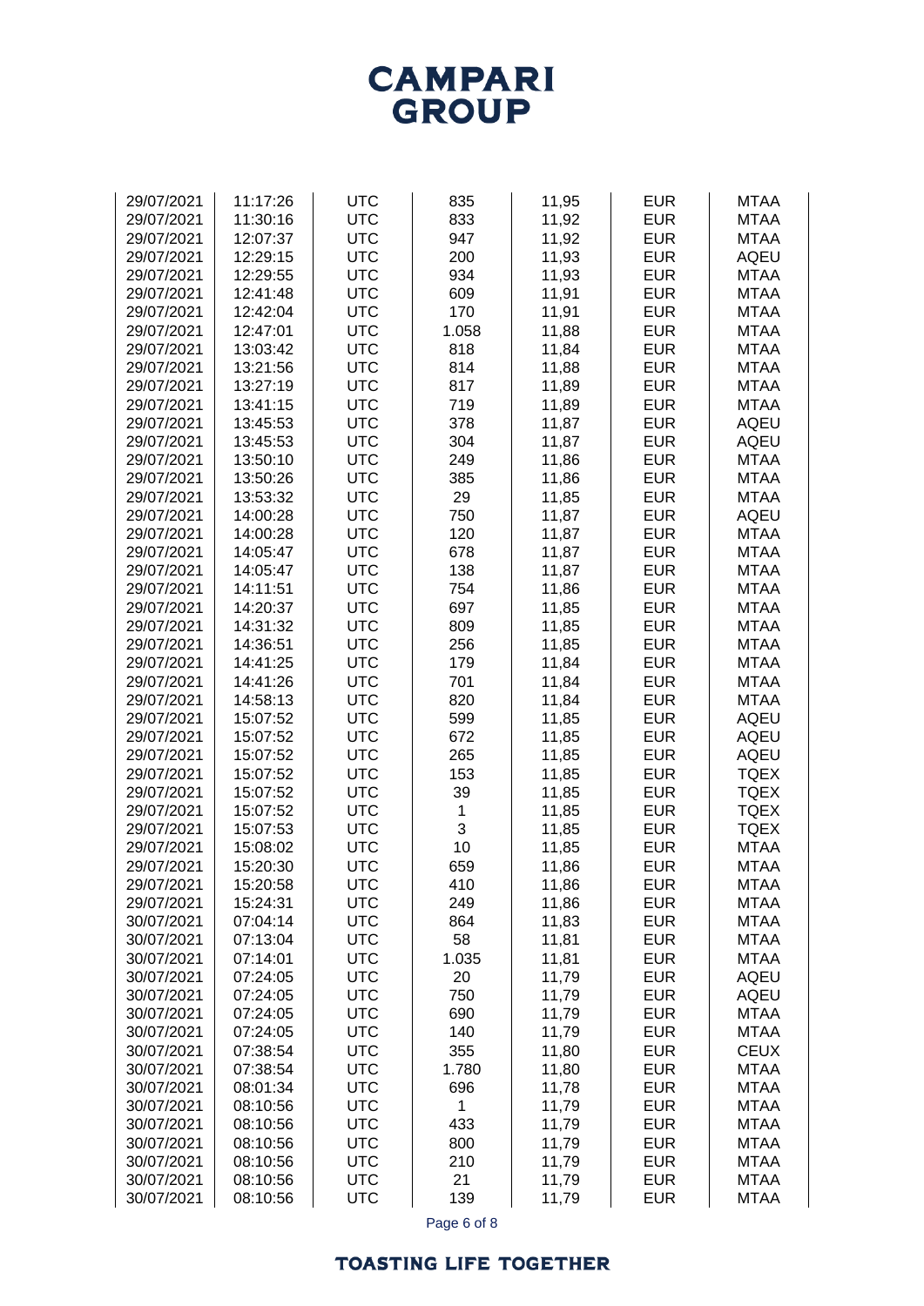| | | | | | | |
|---|---|---|---|---|---|---|
| 29/07/2021 | 11:17:26 | UTC | 835 | 11,95 | EUR | MTAA |
| 29/07/2021 | 11:30:16 | UTC | 833 | 11,92 | EUR | MTAA |
| 29/07/2021 | 12:07:37 | UTC | 947 | 11,92 | EUR | MTAA |
| 29/07/2021 | 12:29:15 | UTC | 200 | 11,93 | EUR | AQEU |
| 29/07/2021 | 12:29:55 | UTC | 934 | 11,93 | EUR | MTAA |
| 29/07/2021 | 12:41:48 | UTC | 609 | 11,91 | EUR | MTAA |
| 29/07/2021 | 12:42:04 | UTC | 170 | 11,91 | EUR | MTAA |
| 29/07/2021 | 12:47:01 | UTC | 1.058 | 11,88 | EUR | MTAA |
| 29/07/2021 | 13:03:42 | UTC | 818 | 11,84 | EUR | MTAA |
| 29/07/2021 | 13:21:56 | UTC | 814 | 11,88 | EUR | MTAA |
| 29/07/2021 | 13:27:19 | UTC | 817 | 11,89 | EUR | MTAA |
| 29/07/2021 | 13:41:15 | UTC | 719 | 11,89 | EUR | MTAA |
| 29/07/2021 | 13:45:53 | UTC | 378 | 11,87 | EUR | AQEU |
| 29/07/2021 | 13:45:53 | UTC | 304 | 11,87 | EUR | AQEU |
| 29/07/2021 | 13:50:10 | UTC | 249 | 11,86 | EUR | MTAA |
| 29/07/2021 | 13:50:26 | UTC | 385 | 11,86 | EUR | MTAA |
| 29/07/2021 | 13:53:32 | UTC | 29 | 11,85 | EUR | MTAA |
| 29/07/2021 | 14:00:28 | UTC | 750 | 11,87 | EUR | AQEU |
| 29/07/2021 | 14:00:28 | UTC | 120 | 11,87 | EUR | MTAA |
| 29/07/2021 | 14:05:47 | UTC | 678 | 11,87 | EUR | MTAA |
| 29/07/2021 | 14:05:47 | UTC | 138 | 11,87 | EUR | MTAA |
| 29/07/2021 | 14:11:51 | UTC | 754 | 11,86 | EUR | MTAA |
| 29/07/2021 | 14:20:37 | UTC | 697 | 11,85 | EUR | MTAA |
| 29/07/2021 | 14:31:32 | UTC | 809 | 11,85 | EUR | MTAA |
| 29/07/2021 | 14:36:51 | UTC | 256 | 11,85 | EUR | MTAA |
| 29/07/2021 | 14:41:25 | UTC | 179 | 11,84 | EUR | MTAA |
| 29/07/2021 | 14:41:26 | UTC | 701 | 11,84 | EUR | MTAA |
| 29/07/2021 | 14:58:13 | UTC | 820 | 11,84 | EUR | MTAA |
| 29/07/2021 | 15:07:52 | UTC | 599 | 11,85 | EUR | AQEU |
| 29/07/2021 | 15:07:52 | UTC | 672 | 11,85 | EUR | AQEU |
| 29/07/2021 | 15:07:52 | UTC | 265 | 11,85 | EUR | AQEU |
| 29/07/2021 | 15:07:52 | UTC | 153 | 11,85 | EUR | TQEX |
| 29/07/2021 | 15:07:52 | UTC | 39 | 11,85 | EUR | TQEX |
| 29/07/2021 | 15:07:52 | UTC | 1 | 11,85 | EUR | TQEX |
| 29/07/2021 | 15:07:53 | UTC | 3 | 11,85 | EUR | TQEX |
| 29/07/2021 | 15:08:02 | UTC | 10 | 11,85 | EUR | MTAA |
| 29/07/2021 | 15:20:30 | UTC | 659 | 11,86 | EUR | MTAA |
| 29/07/2021 | 15:20:58 | UTC | 410 | 11,86 | EUR | MTAA |
| 29/07/2021 | 15:24:31 | UTC | 249 | 11,86 | EUR | MTAA |
| 30/07/2021 | 07:04:14 | UTC | 864 | 11,83 | EUR | MTAA |
| 30/07/2021 | 07:13:04 | UTC | 58 | 11,81 | EUR | MTAA |
| 30/07/2021 | 07:14:01 | UTC | 1.035 | 11,81 | EUR | MTAA |
| 30/07/2021 | 07:24:05 | UTC | 20 | 11,79 | EUR | AQEU |
| 30/07/2021 | 07:24:05 | UTC | 750 | 11,79 | EUR | AQEU |
| 30/07/2021 | 07:24:05 | UTC | 690 | 11,79 | EUR | MTAA |
| 30/07/2021 | 07:24:05 | UTC | 140 | 11,79 | EUR | MTAA |
| 30/07/2021 | 07:38:54 | UTC | 355 | 11,80 | EUR | CEUX |
| 30/07/2021 | 07:38:54 | UTC | 1.780 | 11,80 | EUR | MTAA |
| 30/07/2021 | 08:01:34 | UTC | 696 | 11,78 | EUR | MTAA |
| 30/07/2021 | 08:10:56 | UTC | 1 | 11,79 | EUR | MTAA |
| 30/07/2021 | 08:10:56 | UTC | 433 | 11,79 | EUR | MTAA |
| 30/07/2021 | 08:10:56 | UTC | 800 | 11,79 | EUR | MTAA |
| 30/07/2021 | 08:10:56 | UTC | 210 | 11,79 | EUR | MTAA |
| 30/07/2021 | 08:10:56 | UTC | 21 | 11,79 | EUR | MTAA |
| 30/07/2021 | 08:10:56 | UTC | 139 | 11,79 | EUR | MTAA |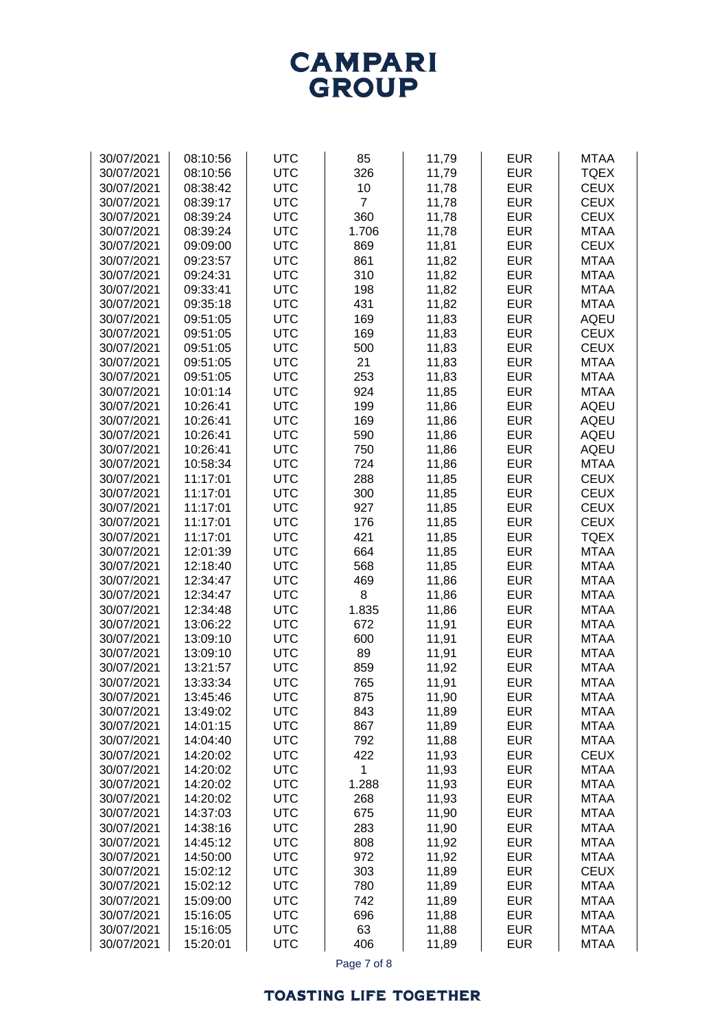# CAMPARI GROUP

| | | | | | | |
|---|---|---|---|---|---|---|
| 30/07/2021 | 08:10:56 | UTC | 85 | 11,79 | EUR | MTAA |
| 30/07/2021 | 08:10:56 | UTC | 326 | 11,79 | EUR | TQEX |
| 30/07/2021 | 08:38:42 | UTC | 10 | 11,78 | EUR | CEUX |
| 30/07/2021 | 08:39:17 | UTC | 7 | 11,78 | EUR | CEUX |
| 30/07/2021 | 08:39:24 | UTC | 360 | 11,78 | EUR | CEUX |
| 30/07/2021 | 08:39:24 | UTC | 1.706 | 11,78 | EUR | MTAA |
| 30/07/2021 | 09:09:00 | UTC | 869 | 11,81 | EUR | CEUX |
| 30/07/2021 | 09:23:57 | UTC | 861 | 11,82 | EUR | MTAA |
| 30/07/2021 | 09:24:31 | UTC | 310 | 11,82 | EUR | MTAA |
| 30/07/2021 | 09:33:41 | UTC | 198 | 11,82 | EUR | MTAA |
| 30/07/2021 | 09:35:18 | UTC | 431 | 11,82 | EUR | MTAA |
| 30/07/2021 | 09:51:05 | UTC | 169 | 11,83 | EUR | AQEU |
| 30/07/2021 | 09:51:05 | UTC | 169 | 11,83 | EUR | CEUX |
| 30/07/2021 | 09:51:05 | UTC | 500 | 11,83 | EUR | CEUX |
| 30/07/2021 | 09:51:05 | UTC | 21 | 11,83 | EUR | MTAA |
| 30/07/2021 | 09:51:05 | UTC | 253 | 11,83 | EUR | MTAA |
| 30/07/2021 | 10:01:14 | UTC | 924 | 11,85 | EUR | MTAA |
| 30/07/2021 | 10:26:41 | UTC | 199 | 11,86 | EUR | AQEU |
| 30/07/2021 | 10:26:41 | UTC | 169 | 11,86 | EUR | AQEU |
| 30/07/2021 | 10:26:41 | UTC | 590 | 11,86 | EUR | AQEU |
| 30/07/2021 | 10:26:41 | UTC | 750 | 11,86 | EUR | AQEU |
| 30/07/2021 | 10:58:34 | UTC | 724 | 11,86 | EUR | MTAA |
| 30/07/2021 | 11:17:01 | UTC | 288 | 11,85 | EUR | CEUX |
| 30/07/2021 | 11:17:01 | UTC | 300 | 11,85 | EUR | CEUX |
| 30/07/2021 | 11:17:01 | UTC | 927 | 11,85 | EUR | CEUX |
| 30/07/2021 | 11:17:01 | UTC | 176 | 11,85 | EUR | CEUX |
| 30/07/2021 | 11:17:01 | UTC | 421 | 11,85 | EUR | TQEX |
| 30/07/2021 | 12:01:39 | UTC | 664 | 11,85 | EUR | MTAA |
| 30/07/2021 | 12:18:40 | UTC | 568 | 11,85 | EUR | MTAA |
| 30/07/2021 | 12:34:47 | UTC | 469 | 11,86 | EUR | MTAA |
| 30/07/2021 | 12:34:47 | UTC | 8 | 11,86 | EUR | MTAA |
| 30/07/2021 | 12:34:48 | UTC | 1.835 | 11,86 | EUR | MTAA |
| 30/07/2021 | 13:06:22 | UTC | 672 | 11,91 | EUR | MTAA |
| 30/07/2021 | 13:09:10 | UTC | 600 | 11,91 | EUR | MTAA |
| 30/07/2021 | 13:09:10 | UTC | 89 | 11,91 | EUR | MTAA |
| 30/07/2021 | 13:21:57 | UTC | 859 | 11,92 | EUR | MTAA |
| 30/07/2021 | 13:33:34 | UTC | 765 | 11,91 | EUR | MTAA |
| 30/07/2021 | 13:45:46 | UTC | 875 | 11,90 | EUR | MTAA |
| 30/07/2021 | 13:49:02 | UTC | 843 | 11,89 | EUR | MTAA |
| 30/07/2021 | 14:01:15 | UTC | 867 | 11,89 | EUR | MTAA |
| 30/07/2021 | 14:04:40 | UTC | 792 | 11,88 | EUR | MTAA |
| 30/07/2021 | 14:20:02 | UTC | 422 | 11,93 | EUR | CEUX |
| 30/07/2021 | 14:20:02 | UTC | 1 | 11,93 | EUR | MTAA |
| 30/07/2021 | 14:20:02 | UTC | 1.288 | 11,93 | EUR | MTAA |
| 30/07/2021 | 14:20:02 | UTC | 268 | 11,93 | EUR | MTAA |
| 30/07/2021 | 14:37:03 | UTC | 675 | 11,90 | EUR | MTAA |
| 30/07/2021 | 14:38:16 | UTC | 283 | 11,90 | EUR | MTAA |
| 30/07/2021 | 14:45:12 | UTC | 808 | 11,92 | EUR | MTAA |
| 30/07/2021 | 14:50:00 | UTC | 972 | 11,92 | EUR | MTAA |
| 30/07/2021 | 15:02:12 | UTC | 303 | 11,89 | EUR | CEUX |
| 30/07/2021 | 15:02:12 | UTC | 780 | 11,89 | EUR | MTAA |
| 30/07/2021 | 15:09:00 | UTC | 742 | 11,89 | EUR | MTAA |
| 30/07/2021 | 15:16:05 | UTC | 696 | 11,88 | EUR | MTAA |
| 30/07/2021 | 15:16:05 | UTC | 63 | 11,88 | EUR | MTAA |
| 30/07/2021 | 15:20:01 | UTC | 406 | 11,89 | EUR | MTAA |

**TOASTING LIFE TOGETHER**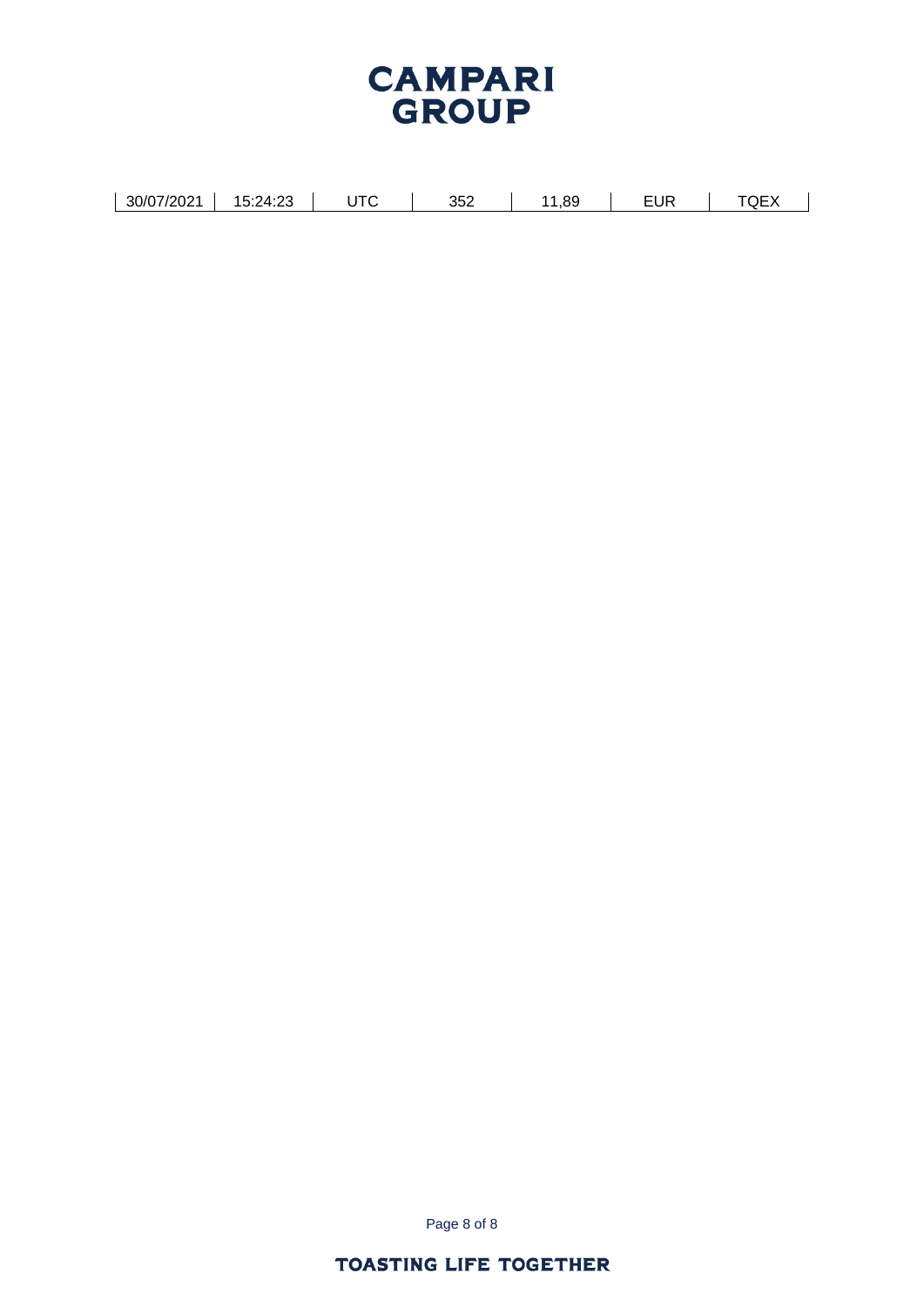| | | | | | | |
|---|---|---|---|---|---|---|
| 30/07/2021 | 15:24:23 | UTC | 352 | 11,89 | EUR | TQEX |